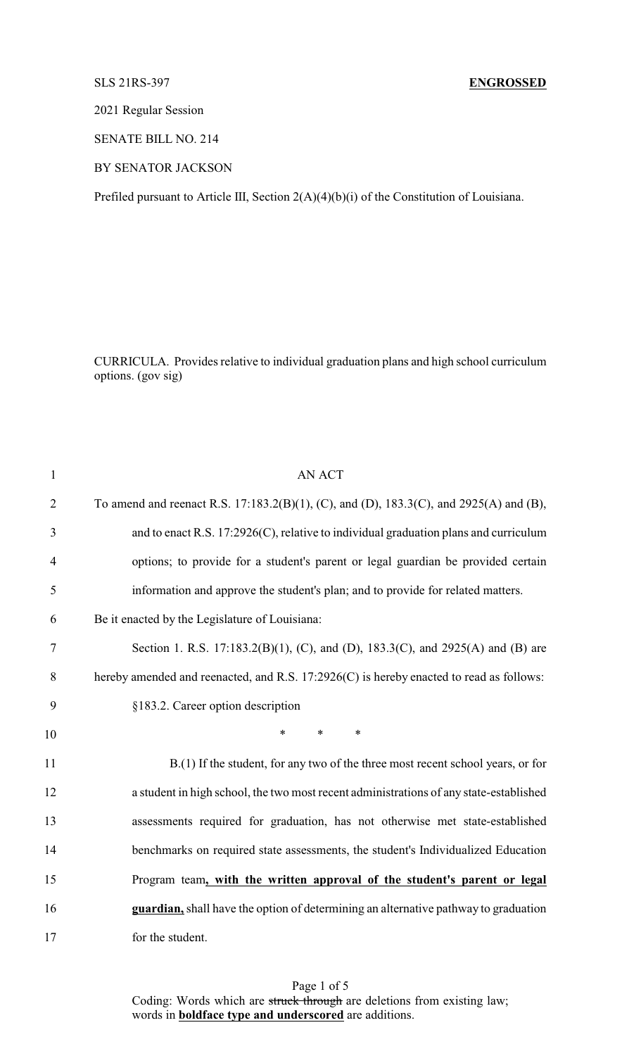SLS 21RS-397 **ENGROSSED**

2021 Regular Session

SENATE BILL NO. 214

BY SENATOR JACKSON

Prefiled pursuant to Article III, Section 2(A)(4)(b)(i) of the Constitution of Louisiana.

CURRICULA. Provides relative to individual graduation plans and high school curriculum options. (gov sig)

AN ACT

To amend and reenact R.S. 17:183.2(B)(1), (C), and (D), 183.3(C), and 2925(A) and (B), and to enact R.S. 17:2926(C), relative to individual graduation plans and curriculum options; to provide for a student's parent or legal guardian be provided certain information and approve the student's plan; and to provide for related matters.

Be it enacted by the Legislature of Louisiana:

Section 1. R.S. 17:183.2(B)(1), (C), and (D), 183.3(C), and 2925(A) and (B) are hereby amended and reenacted, and R.S. 17:2926(C) is hereby enacted to read as follows:

§183.2. Career option description

\* \* \*

B.(1) If the student, for any two of the three most recent school years, or for a student in high school, the two most recent administrations of any state-established assessments required for graduation, has not otherwise met state-established benchmarks on required state assessments, the student's Individualized Education Program team**, with the written approval of the student's parent or legal guardian,** shall have the option of determining an alternative pathway to graduation for the student.

Coding: Words which are ~~struck through~~ are deletions from existing law; words in **boldface type and underscored** are additions.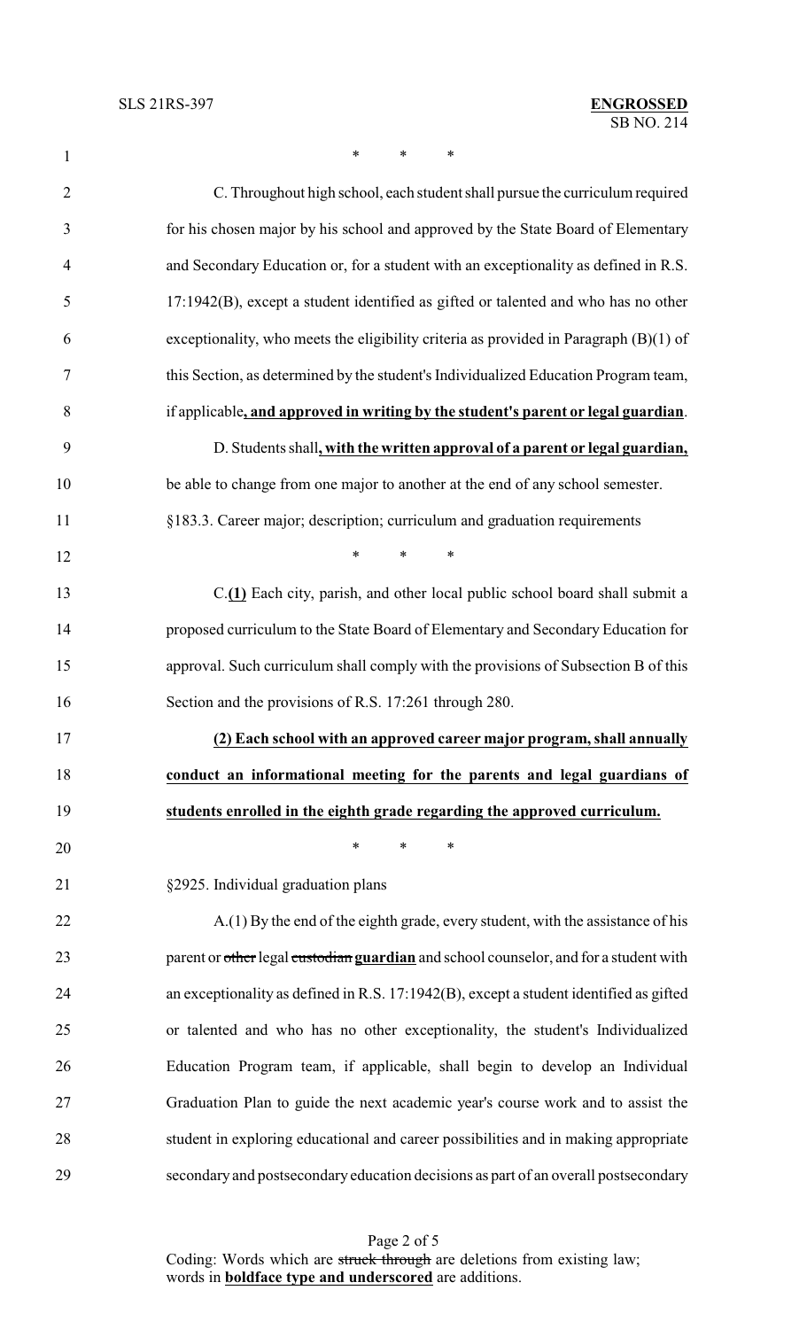\* \* \*

C. Throughout high school, each student shall pursue the curriculum required for his chosen major by his school and approved by the State Board of Elementary and Secondary Education or, for a student with an exceptionality as defined in R.S. 17:1942(B), except a student identified as gifted or talented and who has no other exceptionality, who meets the eligibility criteria as provided in Paragraph (B)(1) of this Section, as determined by the student's Individualized Education Program team, if applicable**<u>, and approved in writing by the student's parent or legal guardian</u>**.

D. Students shall**<u>, with the written approval of a parent or legal guardian,</u>** be able to change from one major to another at the end of any school semester.

§183.3. Career major; description; curriculum and graduation requirements

\* \* \*

C.**<u>(1)</u>** Each city, parish, and other local public school board shall submit a proposed curriculum to the State Board of Elementary and Secondary Education for approval. Such curriculum shall comply with the provisions of Subsection B of this Section and the provisions of R.S. 17:261 through 280.

**<u>(2) Each school with an approved career major program, shall annually conduct an informational meeting for the parents and legal guardians of students enrolled in the eighth grade regarding the approved curriculum.</u>**

\* \* \*

§2925. Individual graduation plans

A.(1) By the end of the eighth grade, every student, with the assistance of his parent or ~~other~~ legal ~~custodian~~ **<u>guardian</u>** and school counselor, and for a student with an exceptionality as defined in R.S. 17:1942(B), except a student identified as gifted or talented and who has no other exceptionality, the student's Individualized Education Program team, if applicable, shall begin to develop an Individual Graduation Plan to guide the next academic year's course work and to assist the student in exploring educational and career possibilities and in making appropriate secondary and postsecondary education decisions as part of an overall postsecondary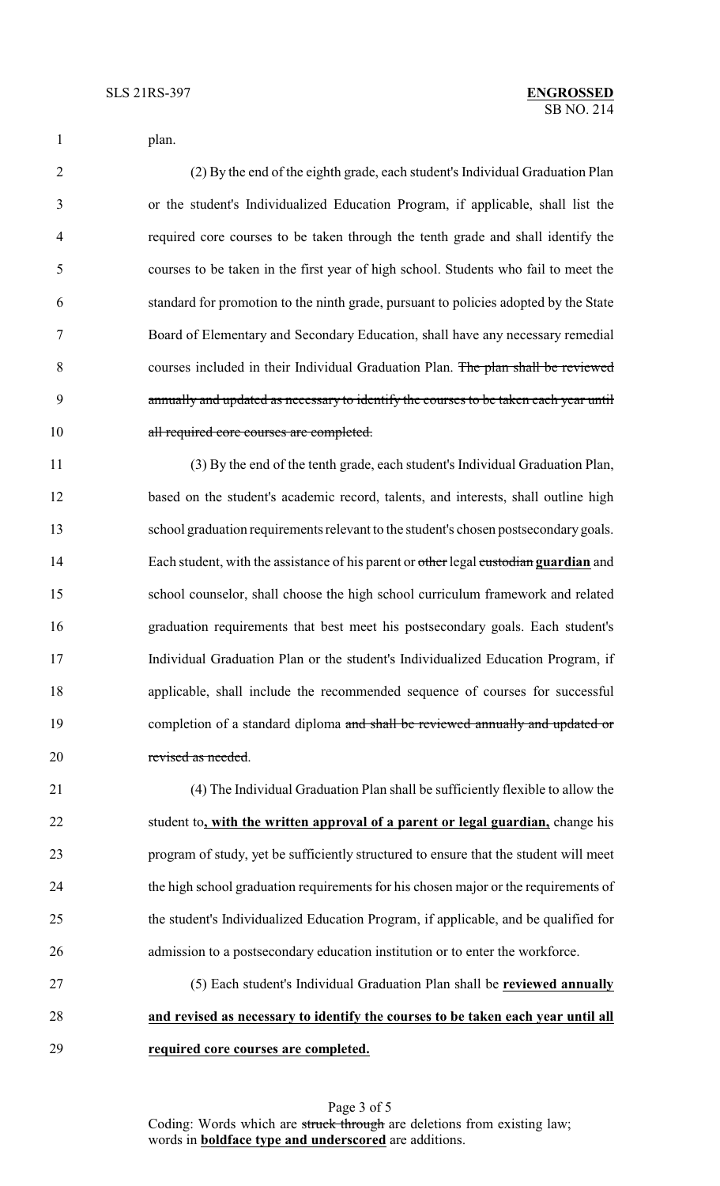plan.

(2) By the end of the eighth grade, each student's Individual Graduation Plan or the student's Individualized Education Program, if applicable, shall list the required core courses to be taken through the tenth grade and shall identify the courses to be taken in the first year of high school. Students who fail to meet the standard for promotion to the ninth grade, pursuant to policies adopted by the State Board of Elementary and Secondary Education, shall have any necessary remedial courses included in their Individual Graduation Plan. ~~The plan shall be reviewed annually and updated as necessary to identify the courses to be taken each year until all required core courses are completed.~~

(3) By the end of the tenth grade, each student's Individual Graduation Plan, based on the student's academic record, talents, and interests, shall outline high school graduation requirements relevant to the student's chosen postsecondary goals. Each student, with the assistance of his parent or ~~other~~ legal ~~custodian~~ **guardian** and school counselor, shall choose the high school curriculum framework and related graduation requirements that best meet his postsecondary goals. Each student's Individual Graduation Plan or the student's Individualized Education Program, if applicable, shall include the recommended sequence of courses for successful completion of a standard diploma ~~and shall be reviewed annually and updated or revised as needed~~.

(4) The Individual Graduation Plan shall be sufficiently flexible to allow the student to**, with the written approval of a parent or legal guardian,** change his program of study, yet be sufficiently structured to ensure that the student will meet the high school graduation requirements for his chosen major or the requirements of the student's Individualized Education Program, if applicable, and be qualified for admission to a postsecondary education institution or to enter the workforce.

(5) Each student's Individual Graduation Plan shall be **reviewed annually and revised as necessary to identify the courses to be taken each year until all required core courses are completed.**

Coding: Words which are ~~struck through~~ are deletions from existing law; words in **boldface type and underscored** are additions.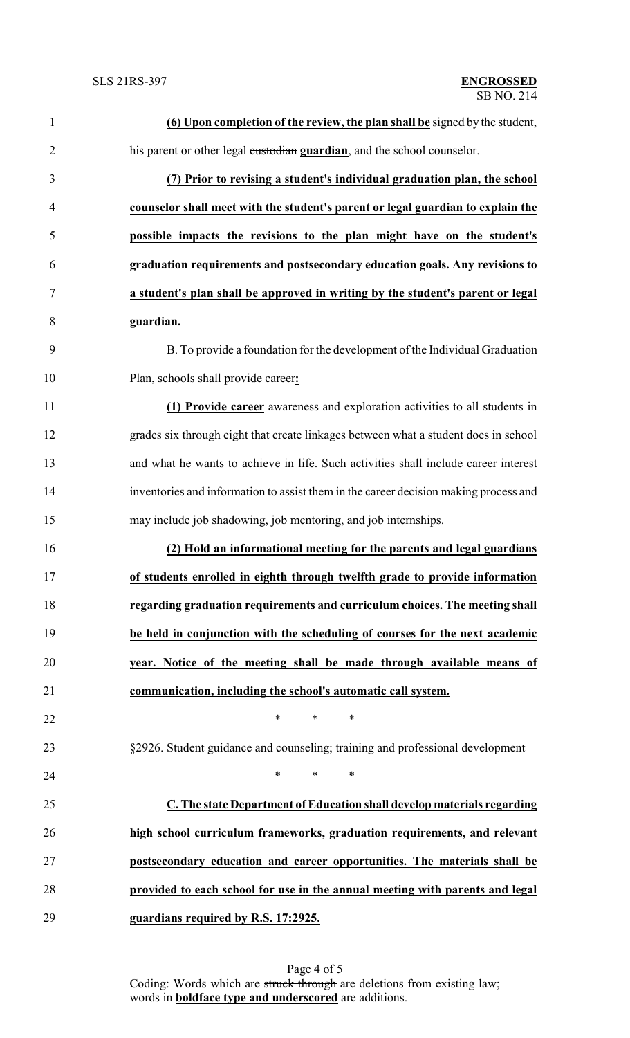**(6) Upon completion of the review, the plan shall be** signed by the student, his parent or other legal ~~custodian~~ **guardian**, and the school counselor.

**(7) Prior to revising a student's individual graduation plan, the school counselor shall meet with the student's parent or legal guardian to explain the possible impacts the revisions to the plan might have on the student's graduation requirements and postsecondary education goals. Any revisions to a student's plan shall be approved in writing by the student's parent or legal guardian.**

B. To provide a foundation for the development of the Individual Graduation Plan, schools shall ~~provide career~~**:**

**(1) Provide career** awareness and exploration activities to all students in grades six through eight that create linkages between what a student does in school and what he wants to achieve in life. Such activities shall include career interest inventories and information to assist them in the career decision making process and may include job shadowing, job mentoring, and job internships.

**(2) Hold an informational meeting for the parents and legal guardians of students enrolled in eighth through twelfth grade to provide information regarding graduation requirements and curriculum choices. The meeting shall be held in conjunction with the scheduling of courses for the next academic year. Notice of the meeting shall be made through available means of communication, including the school's automatic call system.**

\* \* \*

§2926. Student guidance and counseling; training and professional development

\* \* \*

**C. The state Department of Education shall develop materials regarding high school curriculum frameworks, graduation requirements, and relevant postsecondary education and career opportunities. The materials shall be provided to each school for use in the annual meeting with parents and legal guardians required by R.S. 17:2925.**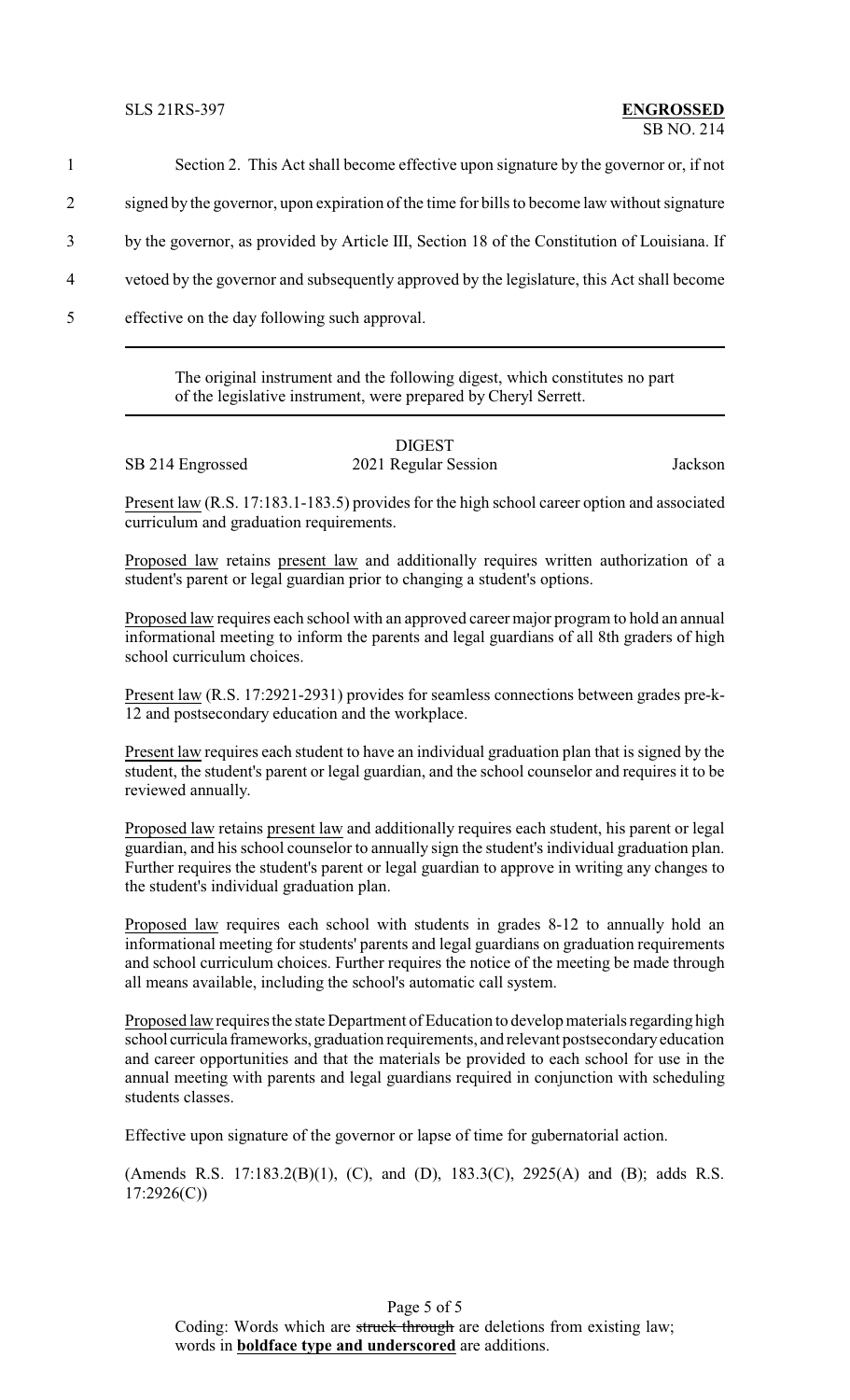1 Section 2. This Act shall become effective upon signature by the governor or, if not
2 signed by the governor, upon expiration of the time for bills to become law without signature
3 by the governor, as provided by Article III, Section 18 of the Constitution of Louisiana. If
4 vetoed by the governor and subsequently approved by the legislature, this Act shall become
5 effective on the day following such approval.

---

The original instrument and the following digest, which constitutes no part of the legislative instrument, were prepared by Cheryl Serrett.

---

DIGEST

SB 214 Engrossed 2021 Regular Session Jackson

Present law (R.S. 17:183.1-183.5) provides for the high school career option and associated curriculum and graduation requirements.

Proposed law retains present law and additionally requires written authorization of a student's parent or legal guardian prior to changing a student's options.

Proposed law requires each school with an approved career major program to hold an annual informational meeting to inform the parents and legal guardians of all 8th graders of high school curriculum choices.

Present law (R.S. 17:2921-2931) provides for seamless connections between grades pre-k-12 and postsecondary education and the workplace.

Present law requires each student to have an individual graduation plan that is signed by the student, the student's parent or legal guardian, and the school counselor and requires it to be reviewed annually.

Proposed law retains present law and additionally requires each student, his parent or legal guardian, and his school counselor to annually sign the student's individual graduation plan. Further requires the student's parent or legal guardian to approve in writing any changes to the student's individual graduation plan.

Proposed law requires each school with students in grades 8-12 to annually hold an informational meeting for students' parents and legal guardians on graduation requirements and school curriculum choices. Further requires the notice of the meeting be made through all means available, including the school's automatic call system.

Proposed law requires the state Department of Education to develop materials regarding high school curricula frameworks, graduation requirements, and relevant postsecondary education and career opportunities and that the materials be provided to each school for use in the annual meeting with parents and legal guardians required in conjunction with scheduling students classes.

Effective upon signature of the governor or lapse of time for gubernatorial action.

(Amends R.S. 17:183.2(B)(1), (C), and (D), 183.3(C), 2925(A) and (B); adds R.S. 17:2926(C))

Coding: Words which are ~~struck through~~ are deletions from existing law; words in **boldface type and underscored** are additions.